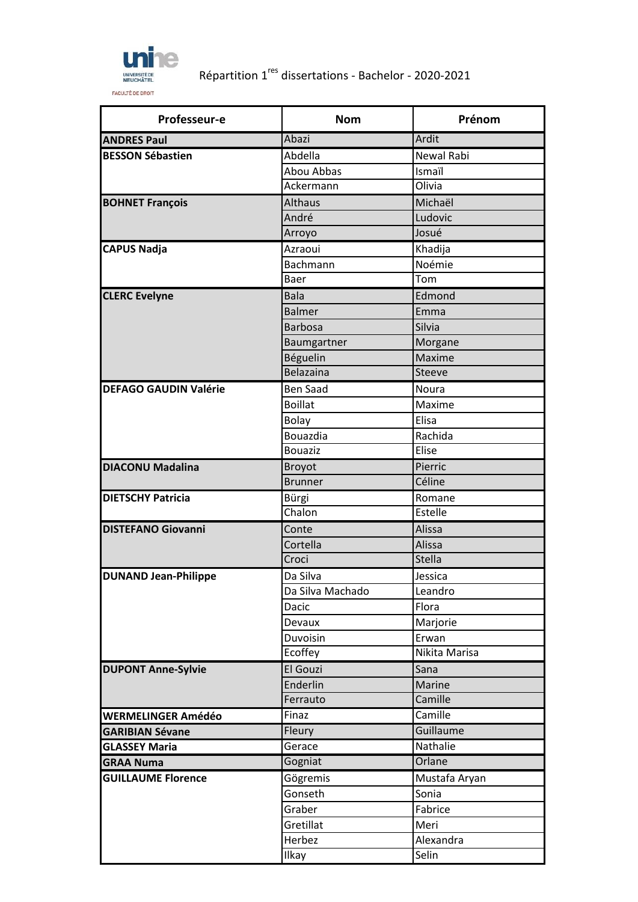# Répartition 1res dissertations - Bachelor - 2020-2021

UNIVERSITÉ DE NEUCHÂTEL
FACULTÉ DE DROIT

| Professeur-e | Nom | Prénom |
|---|---|---|
| **ANDRES Paul** | Abazi | Ardit |
| **BESSON Sébastien** | Abdella | Newal Rabi |
| | Abou Abbas | Ismaïl |
| | Ackermann | Olivia |
| **BOHNET François** | Althaus | Michaël |
| | André | Ludovic |
| | Arroyo | Josué |
| **CAPUS Nadja** | Azraoui | Khadija |
| | Bachmann | Noémie |
| | Baer | Tom |
| **CLERC Evelyne** | Bala | Edmond |
| | Balmer | Emma |
| | Barbosa | Silvia |
| | Baumgartner | Morgane |
| | Béguelin | Maxime |
| | Belazaina | Steeve |
| **DEFAGO GAUDIN Valérie** | Ben Saad | Noura |
| | Boillat | Maxime |
| | Bolay | Elisa |
| | Bouazdia | Rachida |
| | Bouaziz | Elise |
| **DIACONU Madalina** | Broyot | Pierric |
| | Brunner | Céline |
| **DIETSCHY Patricia** | Bürgi | Romane |
| | Chalon | Estelle |
| **DISTEFANO Giovanni** | Conte | Alissa |
| | Cortella | Alissa |
| | Croci | Stella |
| **DUNAND Jean-Philippe** | Da Silva | Jessica |
| | Da Silva Machado | Leandro |
| | Dacic | Flora |
| | Devaux | Marjorie |
| | Duvoisin | Erwan |
| | Ecoffey | Nikita Marisa |
| **DUPONT Anne-Sylvie** | El Gouzi | Sana |
| | Enderlin | Marine |
| | Ferrauto | Camille |
| **WERMELINGER Amédéo** | Finaz | Camille |
| **GARIBIAN Sévane** | Fleury | Guillaume |
| **GLASSEY Maria** | Gerace | Nathalie |
| **GRAA Numa** | Gogniat | Orlane |
| **GUILLAUME Florence** | Gögremis | Mustafa Aryan |
| | Gonseth | Sonia |
| | Graber | Fabrice |
| | Gretillat | Meri |
| | Herbez | Alexandra |
| | Ilkay | Selin |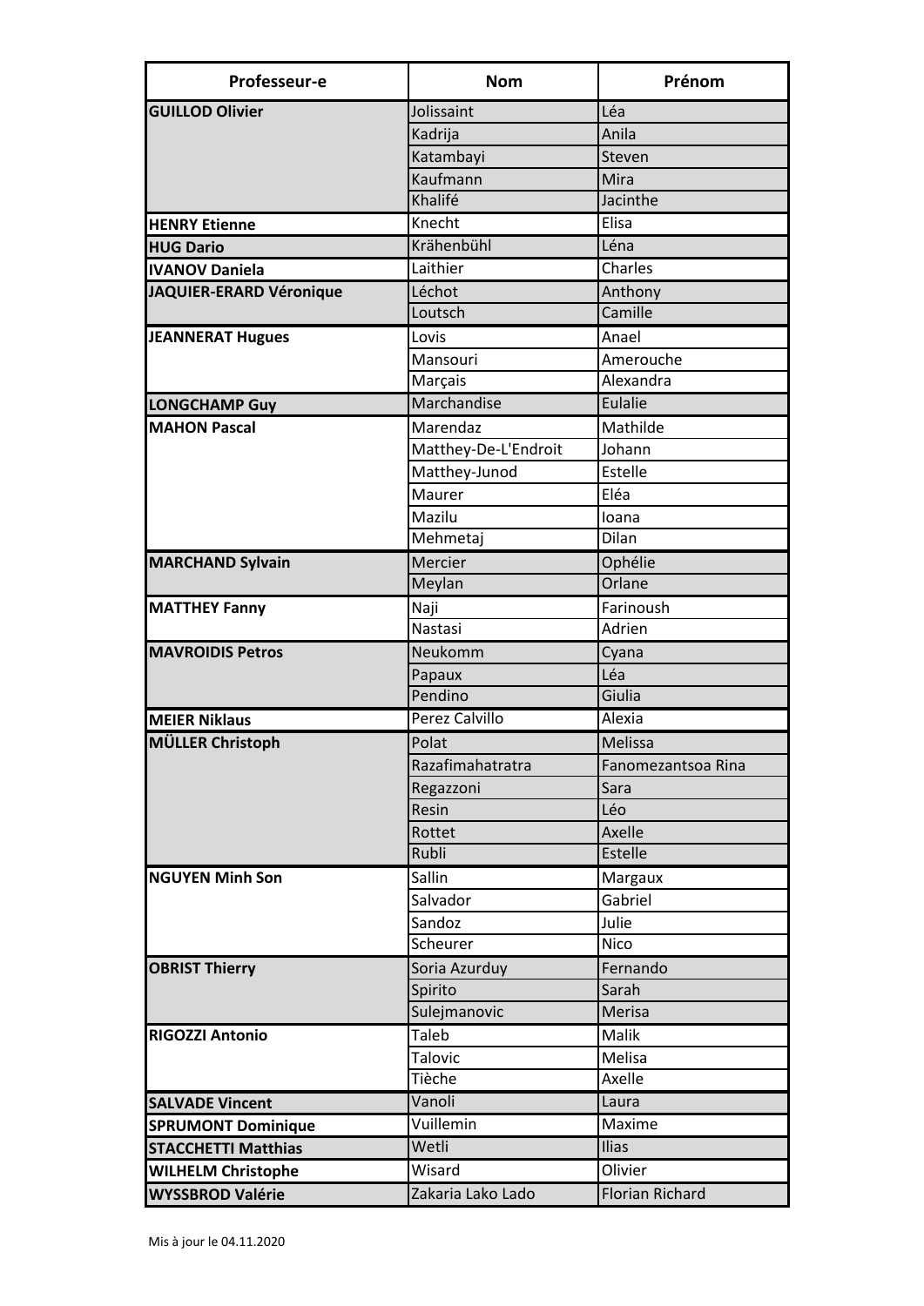| Professeur-e | Nom | Prénom |
| --- | --- | --- |
| **GUILLOD Olivier** | Jolissaint | Léa |
| | Kadrija | Anila |
| | Katambayi | Steven |
| | Kaufmann | Mira |
| | Khalifé | Jacinthe |
| **HENRY Etienne** | Knecht | Elisa |
| **HUG Dario** | Krähenbühl | Léna |
| **IVANOV Daniela** | Laithier | Charles |
| **JAQUIER-ERARD Véronique** | Léchot | Anthony |
| | Loutsch | Camille |
| **JEANNERAT Hugues** | Lovis | Anael |
| | Mansouri | Amerouche |
| | Marçais | Alexandra |
| **LONGCHAMP Guy** | Marchandise | Eulalie |
| **MAHON Pascal** | Marendaz | Mathilde |
| | Matthey-De-L'Endroit | Johann |
| | Matthey-Junod | Estelle |
| | Maurer | Eléa |
| | Mazilu | Ioana |
| | Mehmetaj | Dilan |
| **MARCHAND Sylvain** | Mercier | Ophélie |
| | Meylan | Orlane |
| **MATTHEY Fanny** | Naji | Farinoush |
| | Nastasi | Adrien |
| **MAVROIDIS Petros** | Neukomm | Cyana |
| | Papaux | Léa |
| | Pendino | Giulia |
| **MEIER Niklaus** | Perez Calvillo | Alexia |
| **MÜLLER Christoph** | Polat | Melissa |
| | Razafimahatratra | Fanomezantsoa Rina |
| | Regazzoni | Sara |
| | Resin | Léo |
| | Rottet | Axelle |
| | Rubli | Estelle |
| **NGUYEN Minh Son** | Sallin | Margaux |
| | Salvador | Gabriel |
| | Sandoz | Julie |
| | Scheurer | Nico |
| **OBRIST Thierry** | Soria Azurduy | Fernando |
| | Spirito | Sarah |
| | Sulejmanovic | Merisa |
| **RIGOZZI Antonio** | Taleb | Malik |
| | Talovic | Melisa |
| | Tièche | Axelle |
| **SALVADE Vincent** | Vanoli | Laura |
| **SPRUMONT Dominique** | Vuillemin | Maxime |
| **STACCHETTI Matthias** | Wetli | Ilias |
| **WILHELM Christophe** | Wisard | Olivier |
| **WYSSBROD Valérie** | Zakaria Lako Lado | Florian Richard |

Mis à jour le 04.11.2020